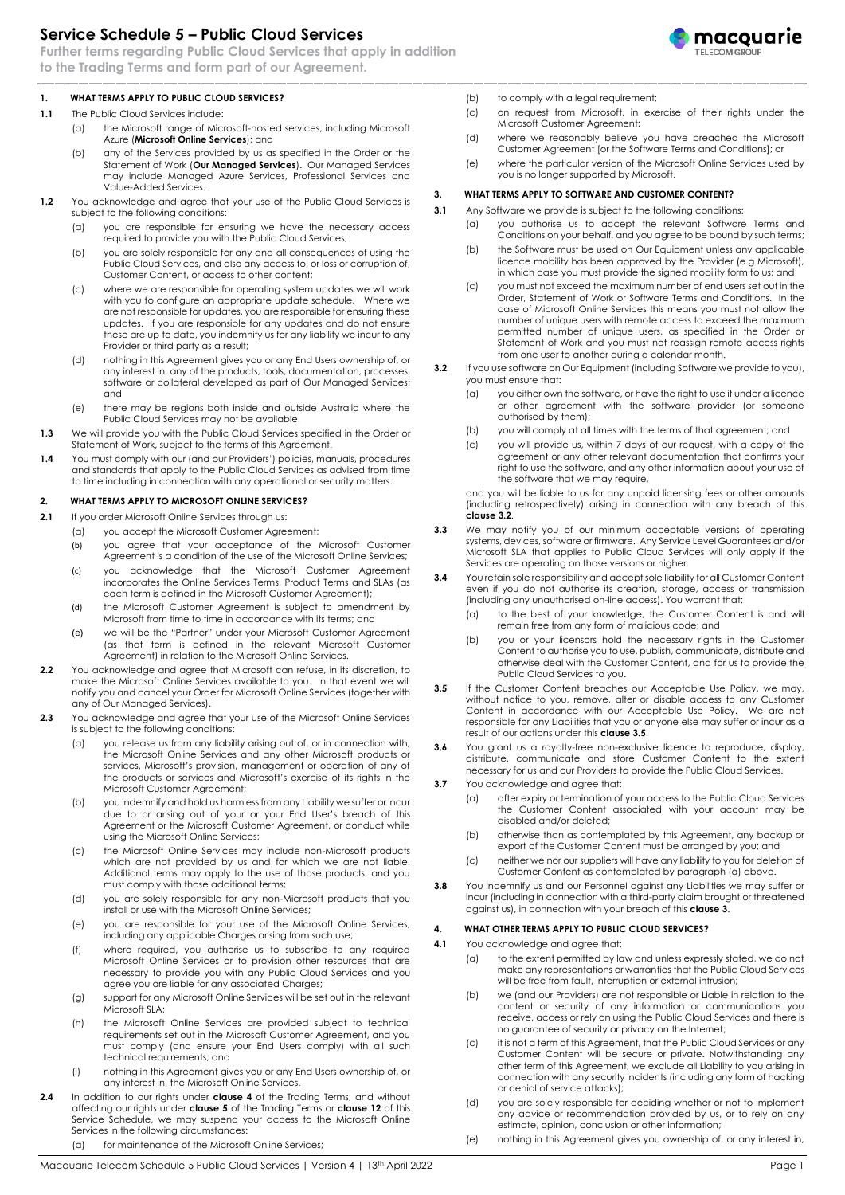# Service Schedule 5 – Public Cloud Services

**Further terms regarding Public Cloud Services that apply in addition to the Trading Terms and form part of our Agreement.**

## 1. WHAT TERMS APPLY TO PUBLIC CLOUD SERVICES?

**1.1** The Public Cloud Services include:

(a) the Microsoft range of Microsoft-hosted services, including Microsoft Azure (**Microsoft Online Services**); and

(b) any of the Services provided by us as specified in the Order or the Statement of Work (**Our Managed Services**). Our Managed Services may include Managed Azure Services, Professional Services and Value-Added Services.

**1.2** You acknowledge and agree that your use of the Public Cloud Services is subject to the following conditions:

(a) you are responsible for ensuring we have the necessary access required to provide you with the Public Cloud Services;

(b) you are solely responsible for any and all consequences of using the Public Cloud Services, and also any access to, or loss or corruption of, Customer Content, or access to other content;

(c) where we are responsible for operating system updates we will work with you to configure an appropriate update schedule. Where we are not responsible for updates, you are responsible for ensuring these updates. If you are responsible for any updates and do not ensure these are up to date, you indemnify us for any liability we incur to any Provider or third party as a result;

(d) nothing in this Agreement gives you or any End Users ownership of, or any interest in, any of the products, tools, documentation, processes, software or collateral developed as part of Our Managed Services; and

(e) there may be regions both inside and outside Australia where the Public Cloud Services may not be available.

**1.3** We will provide you with the Public Cloud Services specified in the Order or Statement of Work, subject to the terms of this Agreement.

**1.4** You must comply with our (and our Providers') policies, manuals, procedures and standards that apply to the Public Cloud Services as advised from time to time including in connection with any operational or security matters.

## 2. WHAT TERMS APPLY TO MICROSOFT ONLINE SERVICES?

**2.1** If you order Microsoft Online Services through us:

(a) you accept the Microsoft Customer Agreement;

(b) you agree that your acceptance of the Microsoft Customer Agreement is a condition of the use of the Microsoft Online Services;

(c) you acknowledge that the Microsoft Customer Agreement incorporates the Online Services Terms, Product Terms and SLAs (as each term is defined in the Microsoft Customer Agreement);

(d) the Microsoft Customer Agreement is subject to amendment by Microsoft from time to time in accordance with its terms; and

(e) we will be the "Partner" under your Microsoft Customer Agreement (as that term is defined in the relevant Microsoft Customer Agreement) in relation to the Microsoft Online Services.

**2.2** You acknowledge and agree that Microsoft can refuse, in its discretion, to make the Microsoft Online Services available to you. In that event we will notify you and cancel your Order for Microsoft Online Services (together with any of Our Managed Services).

**2.3** You acknowledge and agree that your use of the Microsoft Online Services is subject to the following conditions:

(a) you release us from any liability arising out of, or in connection with, the Microsoft Online Services and any other Microsoft products or services, Microsoft's provision, management or operation of any of the products or services and Microsoft's exercise of its rights in the Microsoft Customer Agreement;

(b) you indemnify and hold us harmless from any Liability we suffer or incur due to or arising out of your or your End User's breach of this Agreement or the Microsoft Customer Agreement, or conduct while using the Microsoft Online Services;

(c) the Microsoft Online Services may include non-Microsoft products which are not provided by us and for which we are not liable. Additional terms may apply to the use of those products, and you must comply with those additional terms;

(d) you are solely responsible for any non-Microsoft products that you install or use with the Microsoft Online Services;

(e) you are responsible for your use of the Microsoft Online Services, including any applicable Charges arising from such use;

(f) where required, you authorise us to subscribe to any required Microsoft Online Services or to provision other resources that are necessary to provide you with any Public Cloud Services and you agree you are liable for any associated Charges;

(g) support for any Microsoft Online Services will be set out in the relevant Microsoft SLA;

(h) the Microsoft Online Services are provided subject to technical requirements set out in the Microsoft Customer Agreement, and you must comply (and ensure your End Users comply) with all such technical requirements; and

(i) nothing in this Agreement gives you or any End Users ownership of, or any interest in, the Microsoft Online Services.

**2.4** In addition to our rights under **clause 4** of the Trading Terms, and without affecting our rights under **clause 5** of the Trading Terms or **clause 12** of this Service Schedule, we may suspend your access to the Microsoft Online Services in the following circumstances:

(a) for maintenance of the Microsoft Online Services;

(b) to comply with a legal requirement;

(c) on request from Microsoft, in exercise of their rights under the Microsoft Customer Agreement;

(d) where we reasonably believe you have breached the Microsoft Customer Agreement [or the Software Terms and Conditions]; or

(e) where the particular version of the Microsoft Online Services used by you is no longer supported by Microsoft.

## 3. WHAT TERMS APPLY TO SOFTWARE AND CUSTOMER CONTENT?

**3.1** Any Software we provide is subject to the following conditions:

(a) you authorise us to accept the relevant Software Terms and Conditions on your behalf, and you agree to be bound by such terms;

(b) the Software must be used on Our Equipment unless any applicable licence mobility has been approved by the Provider (e.g Microsoft), in which case you must provide the signed mobility form to us; and

(c) you must not exceed the maximum number of end users set out in the Order, Statement of Work or Software Terms and Conditions. In the case of Microsoft Online Services this means you must not allow the number of unique users with remote access to exceed the maximum permitted number of unique users, as specified in the Order or Statement of Work and you must not reassign remote access rights from one user to another during a calendar month.

**3.2** If you use software on Our Equipment (including Software we provide to you), you must ensure that:

(a) you either own the software, or have the right to use it under a licence or other agreement with the software provider (or someone authorised by them);

(b) you will comply at all times with the terms of that agreement; and

(c) you will provide us, within 7 days of our request, with a copy of the agreement or any other relevant documentation that confirms your right to use the software, and any other information about your use of the software that we may require,

and you will be liable to us for any unpaid licensing fees or other amounts (including retrospectively) arising in connection with any breach of this **clause 3.2**.

**3.3** We may notify you of our minimum acceptable versions of operating systems, devices, software or firmware. Any Service Level Guarantees and/or Microsoft SLA that applies to Public Cloud Services will only apply if the Services are operating on those versions or higher.

**3.4** You retain sole responsibility and accept sole liability for all Customer Content even if you do not authorise its creation, storage, access or transmission (including any unauthorised on-line access). You warrant that:

(a) to the best of your knowledge, the Customer Content is and will remain free from any form of malicious code; and

(b) you or your licensors hold the necessary rights in the Customer Content to authorise you to use, publish, communicate, distribute and otherwise deal with the Customer Content, and for us to provide the Public Cloud Services to you.

**3.5** If the Customer Content breaches our Acceptable Use Policy, we may, without notice to you, remove, alter or disable access to any Customer Content in accordance with our Acceptable Use Policy. We are not responsible for any Liabilities that you or anyone else may suffer or incur as a result of our actions under this **clause 3.5**.

**3.6** You grant us a royalty-free non-exclusive licence to reproduce, display, distribute, communicate and store Customer Content to the extent necessary for us and our Providers to provide the Public Cloud Services.

**3.7** You acknowledge and agree that:

(a) after expiry or termination of your access to the Public Cloud Services the Customer Content associated with your account may be disabled and/or deleted;

(b) otherwise than as contemplated by this Agreement, any backup or export of the Customer Content must be arranged by you; and

(c) neither we nor our suppliers will have any liability to you for deletion of Customer Content as contemplated by paragraph (a) above.

**3.8** You indemnify us and our Personnel against any Liabilities we may suffer or incur (including in connection with a third-party claim brought or threatened against us), in connection with your breach of this **clause 3**.

## 4. WHAT OTHER TERMS APPLY TO PUBLIC CLOUD SERVICES?

**4.1** You acknowledge and agree that:

(a) to the extent permitted by law and unless expressly stated, we do not make any representations or warranties that the Public Cloud Services will be free from fault, interruption or external intrusion;

(b) we (and our Providers) are not responsible or Liable in relation to the content or security of any information or communications you receive, access or rely on using the Public Cloud Services and there is no guarantee of security or privacy on the Internet;

(c) it is not a term of this Agreement, that the Public Cloud Services or any Customer Content will be secure or private. Notwithstanding any other term of this Agreement, we exclude all Liability to you arising in connection with any security incidents (including any form of hacking or denial of service attacks);

(d) you are solely responsible for deciding whether or not to implement any advice or recommendation provided by us, or to rely on any estimate, opinion, conclusion or other information;

(e) nothing in this Agreement gives you ownership of, or any interest in,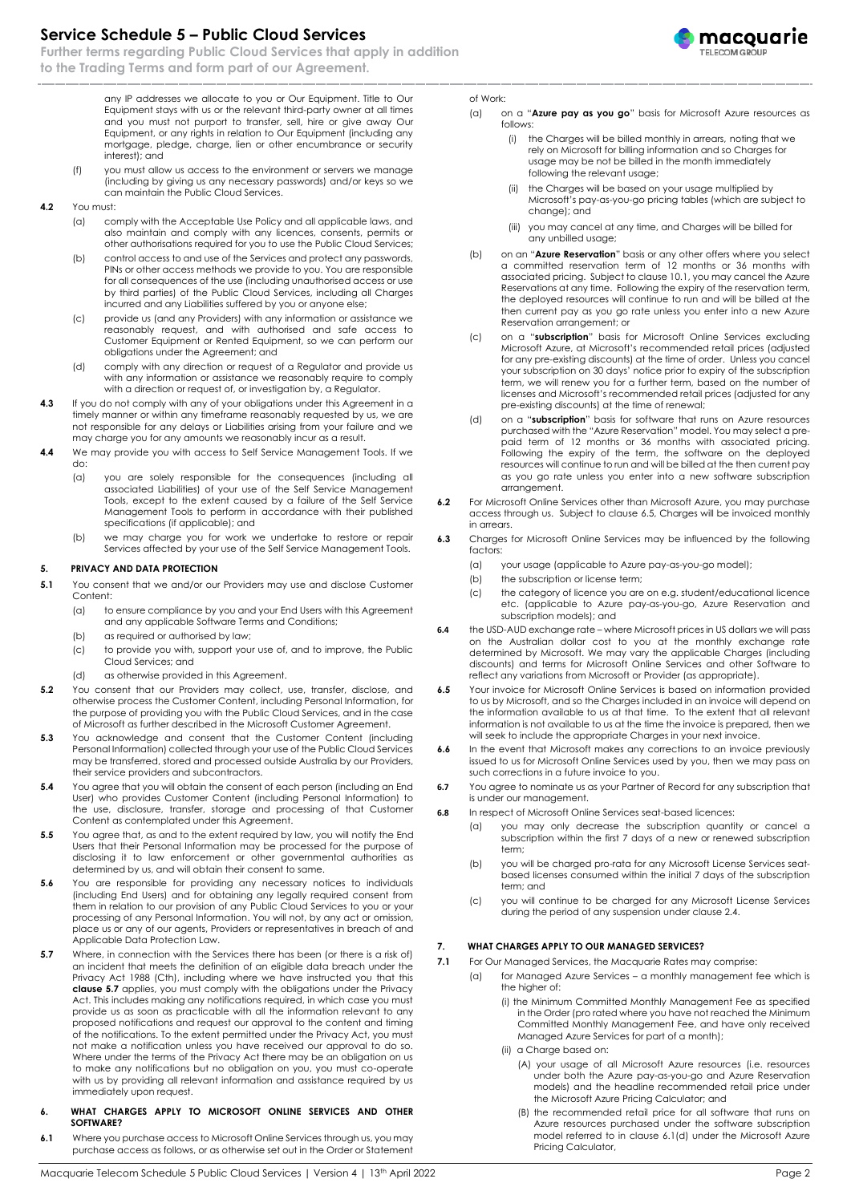any IP addresses we allocate to you or Our Equipment. Title to Our Equipment stays with us or the relevant third-party owner at all times and you must not purport to transfer, sell, hire or give away Our Equipment, or any rights in relation to Our Equipment (including any mortgage, pledge, charge, lien or other encumbrance or security interest); and

(f) you must allow us access to the environment or servers we manage (including by giving us any necessary passwords) and/or keys so we can maintain the Public Cloud Services.

**4.2** You must:

(a) comply with the Acceptable Use Policy and all applicable laws, and also maintain and comply with any licences, consents, permits or other authorisations required for you to use the Public Cloud Services;

(b) control access to and use of the Services and protect any passwords, PINs or other access methods we provide to you. You are responsible for all consequences of the use (including unauthorised access or use by third parties) of the Public Cloud Services, including all Charges incurred and any Liabilities suffered by you or anyone else;

(c) provide us (and any Providers) with any information or assistance we reasonably request, and with authorised and safe access to Customer Equipment or Rented Equipment, so we can perform our obligations under the Agreement; and

(d) comply with any direction or request of a Regulator and provide us with any information or assistance we reasonably require to comply with a direction or request of, or investigation by, a Regulator.

**4.3** If you do not comply with any of your obligations under this Agreement in a timely manner or within any timeframe reasonably requested by us, we are not responsible for any delays or Liabilities arising from your failure and we may charge you for any amounts we reasonably incur as a result.

**4.4** We may provide you with access to Self Service Management Tools. If we do:

(a) you are solely responsible for the consequences (including all associated Liabilities) of your use of the Self Service Management Tools, except to the extent caused by a failure of the Self Service Management Tools to perform in accordance with their published specifications (if applicable); and

(b) we may charge you for work we undertake to restore or repair Services affected by your use of the Self Service Management Tools.

## 5. PRIVACY AND DATA PROTECTION

**5.1** You consent that we and/or our Providers may use and disclose Customer Content:

(a) to ensure compliance by you and your End Users with this Agreement and any applicable Software Terms and Conditions;

(b) as required or authorised by law;

(c) to provide you with, support your use of, and to improve, the Public Cloud Services; and

(d) as otherwise provided in this Agreement.

**5.2** You consent that our Providers may collect, use, transfer, disclose, and otherwise process the Customer Content, including Personal Information, for the purpose of providing you with the Public Cloud Services, and in the case of Microsoft as further described in the Microsoft Customer Agreement.

**5.3** You acknowledge and consent that the Customer Content (including Personal Information) collected through your use of the Public Cloud Services may be transferred, stored and processed outside Australia by our Providers, their service providers and subcontractors.

**5.4** You agree that you will obtain the consent of each person (including an End User) who provides Customer Content (including Personal Information) to the use, disclosure, transfer, storage and processing of that Customer Content as contemplated under this Agreement.

**5.5** You agree that, as and to the extent required by law, you will notify the End Users that their Personal Information may be processed for the purpose of disclosing it to law enforcement or other governmental authorities as determined by us, and will obtain their consent to same.

**5.6** You are responsible for providing any necessary notices to individuals (including End Users) and for obtaining any legally required consent from them in relation to our provision of any Public Cloud Services to you or your processing of any Personal Information. You will not, by any act or omission, place us or any of our agents, Providers or representatives in breach of and Applicable Data Protection Law.

**5.7** Where, in connection with the Services there has been (or there is a risk of) an incident that meets the definition of an eligible data breach under the Privacy Act 1988 (Cth), including where we have instructed you that this **clause 5.7** applies, you must comply with the obligations under the Privacy Act. This includes making any notifications required, in which case you must provide us as soon as practicable with all the information relevant to any proposed notifications and request our approval to the content and timing of the notifications. To the extent permitted under the Privacy Act, you must not make a notification unless you have received our approval to do so. Where under the terms of the Privacy Act there may be an obligation on us to make any notifications but no obligation on you, you must co-operate with us by providing all relevant information and assistance required by us immediately upon request.

## 6. WHAT CHARGES APPLY TO MICROSOFT ONLINE SERVICES AND OTHER SOFTWARE?

**6.1** Where you purchase access to Microsoft Online Services through us, you may purchase access as follows, or as otherwise set out in the Order or Statement of Work:

(a) on a "**Azure pay as you go**" basis for Microsoft Azure resources as follows:

(i) the Charges will be billed monthly in arrears, noting that we rely on Microsoft for billing information and so Charges for usage may be not be billed in the month immediately following the relevant usage;

(ii) the Charges will be based on your usage multiplied by Microsoft's pay-as-you-go pricing tables (which are subject to change); and

(iii) you may cancel at any time, and Charges will be billed for any unbilled usage;

(b) on an "**Azure Reservation**" basis or any other offers where you select a committed reservation term of 12 months or 36 months with associated pricing. Subject to clause 10.1, you may cancel the Azure Reservations at any time. Following the expiry of the reservation term, the deployed resources will continue to run and will be billed at the then current pay as you go rate unless you enter into a new Azure Reservation arrangement; or

(c) on a "**subscription**" basis for Microsoft Online Services excluding Microsoft Azure, at Microsoft's recommended retail prices (adjusted for any pre-existing discounts) at the time of order. Unless you cancel your subscription on 30 days' notice prior to expiry of the subscription term, we will renew you for a further term, based on the number of licenses and Microsoft's recommended retail prices (adjusted for any pre-existing discounts) at the time of renewal;

(d) on a "**subscription**" basis for software that runs on Azure resources purchased with the "Azure Reservation" model. You may select a pre-paid term of 12 months or 36 months with associated pricing. Following the expiry of the term, the software on the deployed resources will continue to run and will be billed at the then current pay as you go rate unless you enter into a new software subscription arrangement.

**6.2** For Microsoft Online Services other than Microsoft Azure, you may purchase access through us. Subject to clause 6.5, Charges will be invoiced monthly in arrears.

**6.3** Charges for Microsoft Online Services may be influenced by the following factors:

(a) your usage (applicable to Azure pay-as-you-go model);

(b) the subscription or license term;

(c) the category of licence you are on e.g. student/educational licence etc. (applicable to Azure pay-as-you-go, Azure Reservation and subscription models); and

**6.4** the USD-AUD exchange rate – where Microsoft prices in US dollars we will pass on the Australian dollar cost to you at the monthly exchange rate determined by Microsoft. We may vary the applicable Charges (including discounts) and terms for Microsoft Online Services and other Software to reflect any variations from Microsoft or Provider (as appropriate).

**6.5** Your invoice for Microsoft Online Services is based on information provided to us by Microsoft, and so the Charges included in an invoice will depend on the information available to us at that time. To the extent that all relevant information is not available to us at the time the invoice is prepared, then we will seek to include the appropriate Charges in your next invoice.

**6.6** In the event that Microsoft makes any corrections to an invoice previously issued to us for Microsoft Online Services used by you, then we may pass on such corrections in a future invoice to you.

**6.7** You agree to nominate us as your Partner of Record for any subscription that is under our management.

**6.8** In respect of Microsoft Online Services seat-based licences:

(a) you may only decrease the subscription quantity or cancel a subscription within the first 7 days of a new or renewed subscription term;

(b) you will be charged pro-rata for any Microsoft License Services seat-based licenses consumed within the initial 7 days of the subscription term; and

(c) you will continue to be charged for any Microsoft License Services during the period of any suspension under clause 2.4.

## 7. WHAT CHARGES APPLY TO OUR MANAGED SERVICES?

**7.1** For Our Managed Services, the Macquarie Rates may comprise:

(a) for Managed Azure Services – a monthly management fee which is the higher of:

(i) the Minimum Committed Monthly Management Fee as specified in the Order (pro rated where you have not reached the Minimum Committed Monthly Management Fee, and have only received Managed Azure Services for part of a month);

(ii) a Charge based on:

(A) your usage of all Microsoft Azure resources (i.e. resources under both the Azure pay-as-you-go and Azure Reservation models) and the headline recommended retail price under the Microsoft Azure Pricing Calculator; and

(B) the recommended retail price for all software that runs on Azure resources purchased under the software subscription model referred to in clause 6.1(d) under the Microsoft Azure Pricing Calculator,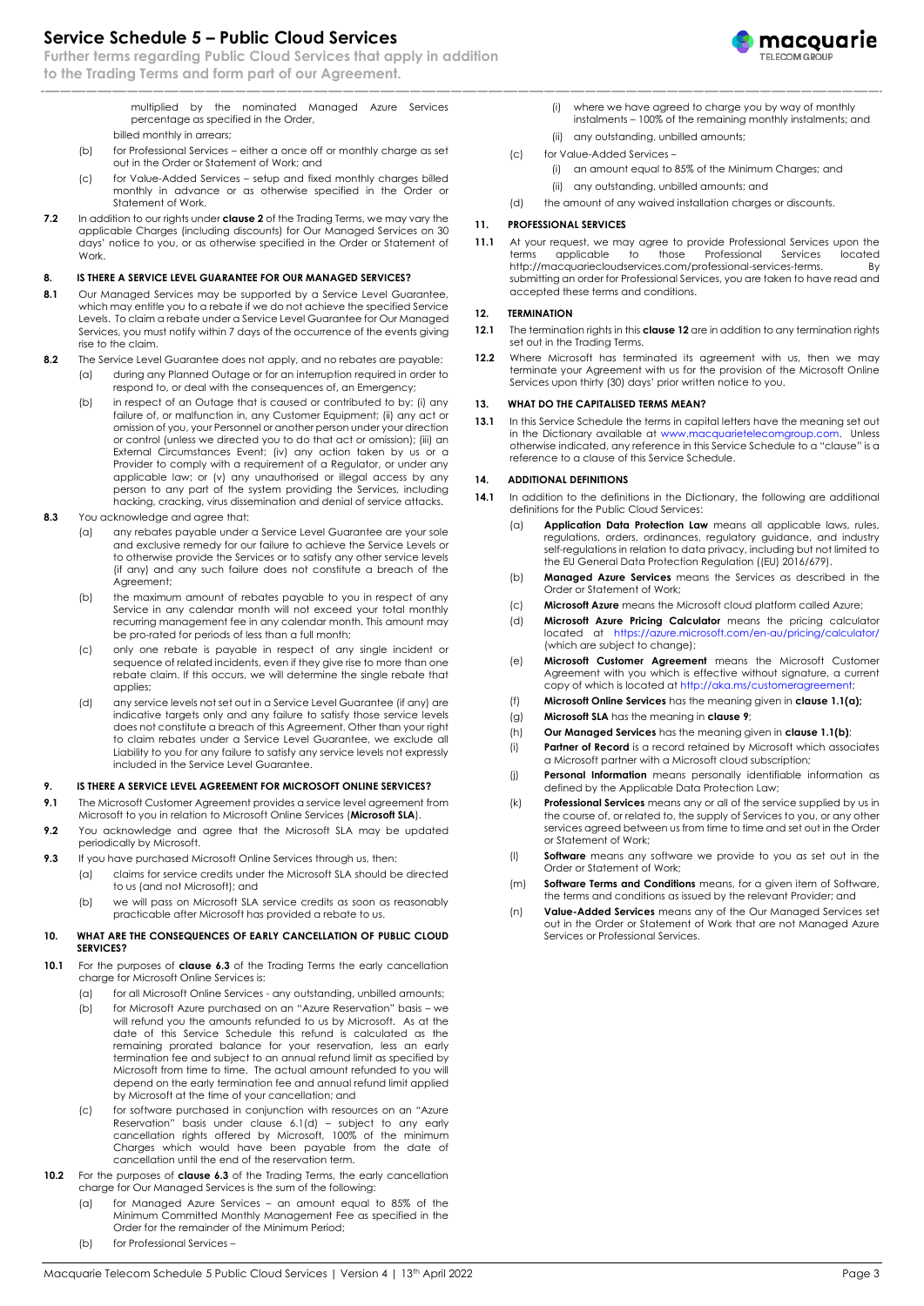multiplied by the nominated Managed Azure Services percentage as specified in the Order,

billed monthly in arrears;

(b) for Professional Services – either a once off or monthly charge as set out in the Order or Statement of Work; and

(c) for Value-Added Services – setup and fixed monthly charges billed monthly in advance or as otherwise specified in the Order or Statement of Work.

**7.2** In addition to our rights under **clause 2** of the Trading Terms, we may vary the applicable Charges (including discounts) for Our Managed Services on 30 days' notice to you, or as otherwise specified in the Order or Statement of Work.

## 8. IS THERE A SERVICE LEVEL GUARANTEE FOR OUR MANAGED SERVICES?

**8.1** Our Managed Services may be supported by a Service Level Guarantee, which may entitle you to a rebate if we do not achieve the specified Service Levels. To claim a rebate under a Service Level Guarantee for Our Managed Services, you must notify within 7 days of the occurrence of the events giving rise to the claim.

**8.2** The Service Level Guarantee does not apply, and no rebates are payable:

(a) during any Planned Outage or for an interruption required in order to respond to, or deal with the consequences of, an Emergency;

(b) in respect of an Outage that is caused or contributed to by: (i) any failure of, or malfunction in, any Customer Equipment; (ii) any act or omission of you, your Personnel or another person under your direction or control (unless we directed you to do that act or omission); (iii) an External Circumstances Event; (iv) any action taken by us or a Provider to comply with a requirement of a Regulator, or under any applicable law; or (v) any unauthorised or illegal access by any person to any part of the system providing the Services, including hacking, cracking, virus dissemination and denial of service attacks.

**8.3** You acknowledge and agree that:

(a) any rebates payable under a Service Level Guarantee are your sole and exclusive remedy for our failure to achieve the Service Levels or to otherwise provide the Services or to satisfy any other service levels (if any) and any such failure does not constitute a breach of the Agreement;

(b) the maximum amount of rebates payable to you in respect of any Service in any calendar month will not exceed your total monthly recurring management fee in any calendar month. This amount may be pro-rated for periods of less than a full month;

(c) only one rebate is payable in respect of any single incident or sequence of related incidents, even if they give rise to more than one rebate claim. If this occurs, we will determine the single rebate that applies;

(d) any service levels not set out in a Service Level Guarantee (if any) are indicative targets only and any failure to satisfy those service levels does not constitute a breach of this Agreement. Other than your right to claim rebates under a Service Level Guarantee, we exclude all Liability to you for any failure to satisfy any service levels not expressly included in the Service Level Guarantee.

## 9. IS THERE A SERVICE LEVEL AGREEMENT FOR MICROSOFT ONLINE SERVICES?

**9.1** The Microsoft Customer Agreement provides a service level agreement from Microsoft to you in relation to Microsoft Online Services (**Microsoft SLA**).

**9.2** You acknowledge and agree that the Microsoft SLA may be updated periodically by Microsoft.

**9.3** If you have purchased Microsoft Online Services through us, then:

(a) claims for service credits under the Microsoft SLA should be directed to us (and not Microsoft); and

(b) we will pass on Microsoft SLA service credits as soon as reasonably practicable after Microsoft has provided a rebate to us.

## 10. WHAT ARE THE CONSEQUENCES OF EARLY CANCELLATION OF PUBLIC CLOUD SERVICES?

**10.1** For the purposes of **clause 6.3** of the Trading Terms the early cancellation charge for Microsoft Online Services is:

(a) for all Microsoft Online Services - any outstanding, unbilled amounts;

(b) for Microsoft Azure purchased on an "Azure Reservation" basis – we will refund you the amounts refunded to us by Microsoft. As at the date of this Service Schedule this refund is calculated as the remaining prorated balance for your reservation, less an early termination fee and subject to an annual refund limit as specified by Microsoft from time to time. The actual amount refunded to you will depend on the early termination fee and annual refund limit applied by Microsoft at the time of your cancellation; and

(c) for software purchased in conjunction with resources on an "Azure Reservation" basis under clause 6.1(d) – subject to any early cancellation rights offered by Microsoft, 100% of the minimum Charges which would have been payable from the date of cancellation until the end of the reservation term.

**10.2** For the purposes of **clause 6.3** of the Trading Terms, the early cancellation charge for Our Managed Services is the sum of the following:

(a) for Managed Azure Services – an amount equal to 85% of the Minimum Committed Monthly Management Fee as specified in the Order for the remainder of the Minimum Period;

(b) for Professional Services –

(i) where we have agreed to charge you by way of monthly instalments – 100% of the remaining monthly instalments; and

(ii) any outstanding, unbilled amounts;

(c) for Value-Added Services –

(i) an amount equal to 85% of the Minimum Charges; and

(ii) any outstanding, unbilled amounts; and

(d) the amount of any waived installation charges or discounts.

## 11. PROFESSIONAL SERVICES

**11.1** At your request, we may agree to provide Professional Services upon the terms applicable to those Professional Services located http://macquariecloudservices.com/professional-services-terms. By submitting an order for Professional Services, you are taken to have read and accepted these terms and conditions.

## 12. TERMINATION

**12.1** The termination rights in this **clause 12** are in addition to any termination rights set out in the Trading Terms.

**12.2** Where Microsoft has terminated its agreement with us, then we may terminate your Agreement with us for the provision of the Microsoft Online Services upon thirty (30) days' prior written notice to you.

## 13. WHAT DO THE CAPITALISED TERMS MEAN?

**13.1** In this Service Schedule the terms in capital letters have the meaning set out in the Dictionary available at www.macquarietelecomgroup.com. Unless otherwise indicated, any reference in this Service Schedule to a "clause" is a reference to a clause of this Service Schedule.

## 14. ADDITIONAL DEFINITIONS

**14.1** In addition to the definitions in the Dictionary, the following are additional definitions for the Public Cloud Services:

(a) **Application Data Protection Law** means all applicable laws, rules, regulations, orders, ordinances, regulatory guidance, and industry self-regulations in relation to data privacy, including but not limited to the EU General Data Protection Regulation ((EU) 2016/679).

(b) **Managed Azure Services** means the Services as described in the Order or Statement of Work;

(c) **Microsoft Azure** means the Microsoft cloud platform called Azure;

(d) **Microsoft Azure Pricing Calculator** means the pricing calculator located at https://azure.microsoft.com/en-au/pricing/calculator/ (which are subject to change);

(e) **Microsoft Customer Agreement** means the Microsoft Customer Agreement with you which is effective without signature, a current copy of which is located at http://aka.ms/customeragreement;

(f) **Microsoft Online Services** has the meaning given in **clause 1.1(a)**;

(g) **Microsoft SLA** has the meaning in **clause 9**;

(h) **Our Managed Services** has the meaning given in **clause 1.1(b)**;

(i) **Partner of Record** is a record retained by Microsoft which associates a Microsoft partner with a Microsoft cloud subscription;

(j) **Personal Information** means personally identifiable information as defined by the Applicable Data Protection Law;

(k) **Professional Services** means any or all of the service supplied by us in the course of, or related to, the supply of Services to you, or any other services agreed between us from time to time and set out in the Order or Statement of Work;

(l) **Software** means any software we provide to you as set out in the Order or Statement of Work;

(m) **Software Terms and Conditions** means, for a given item of Software, the terms and conditions as issued by the relevant Provider; and

(n) **Value-Added Services** means any of the Our Managed Services set out in the Order or Statement of Work that are not Managed Azure Services or Professional Services.